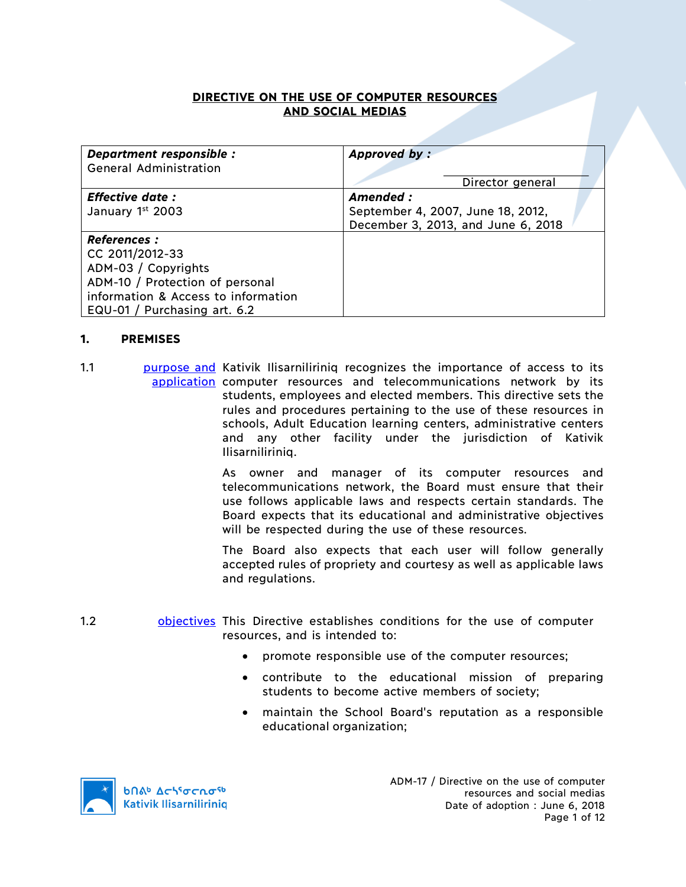# DIRECTIVE ON THE USE OF COMPUTER RESOURCES AND SOCIAL MEDIAS

| ***Department responsible :*** General Administration | ***Approved by :*** Director general |
|---|---|
| ***Effective date :*** January 1st 2003 | ***Amended :*** September 4, 2007, June 18, 2012, December 3, 2013, and June 6, 2018 |
| ***References :*** CC 2011/2012-33 ADM-03 / Copyrights ADM-10 / Protection of personal information & Access to information EQU-01 / Purchasing art. 6.2 | |

## 1. PREMISES

**1.1 purpose and application**

Kativik Ilisarniliriniq recognizes the importance of access to its computer resources and telecommunications network by its students, employees and elected members. This directive sets the rules and procedures pertaining to the use of these resources in schools, Adult Education learning centers, administrative centers and any other facility under the jurisdiction of Kativik Ilisarniliriniq.

As owner and manager of its computer resources and telecommunications network, the Board must ensure that their use follows applicable laws and respects certain standards. The Board expects that its educational and administrative objectives will be respected during the use of these resources.

The Board also expects that each user will follow generally accepted rules of propriety and courtesy as well as applicable laws and regulations.

**1.2 objectives**

This Directive establishes conditions for the use of computer resources, and is intended to:

- promote responsible use of the computer resources;
- contribute to the educational mission of preparing students to become active members of society;
- maintain the School Board's reputation as a responsible educational organization;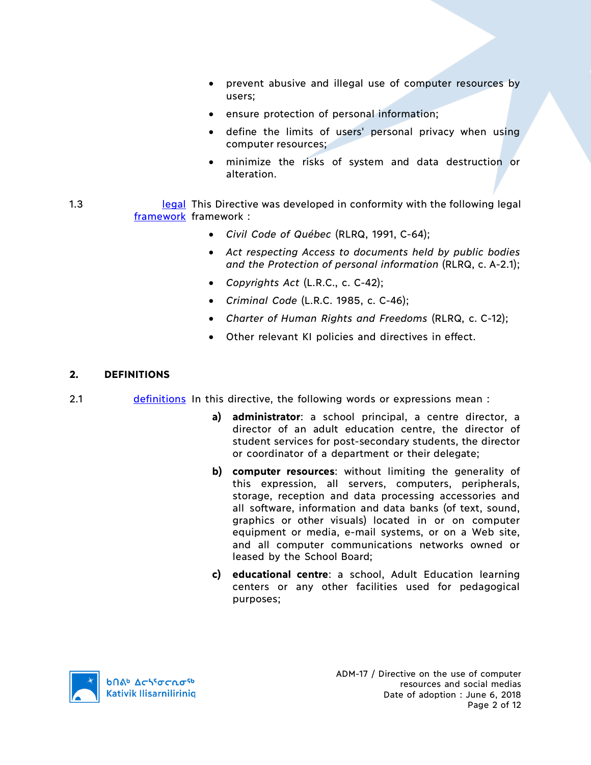- prevent abusive and illegal use of computer resources by users;
- ensure protection of personal information;
- define the limits of users' personal privacy when using computer resources;
- minimize the risks of system and data destruction or alteration.

1.3 legal framework

This Directive was developed in conformity with the following legal framework :

- *Civil Code of Québec* (RLRQ, 1991, C-64);
- *Act respecting Access to documents held by public bodies and the Protection of personal information* (RLRQ, c. A-2.1);
- *Copyrights Act* (L.R.C., c. C-42);
- *Criminal Code* (L.R.C. 1985, c. C-46);
- *Charter of Human Rights and Freedoms* (RLRQ, c. C-12);
- Other relevant KI policies and directives in effect.

## 2. DEFINITIONS

2.1 definitions

In this directive, the following words or expressions mean :

**a)** **administrator**: a school principal, a centre director, a director of an adult education centre, the director of student services for post-secondary students, the director or coordinator of a department or their delegate;

**b)** **computer resources**: without limiting the generality of this expression, all servers, computers, peripherals, storage, reception and data processing accessories and all software, information and data banks (of text, sound, graphics or other visuals) located in or on computer equipment or media, e-mail systems, or on a Web site, and all computer communications networks owned or leased by the School Board;

**c)** **educational centre**: a school, Adult Education learning centers or any other facilities used for pedagogical purposes;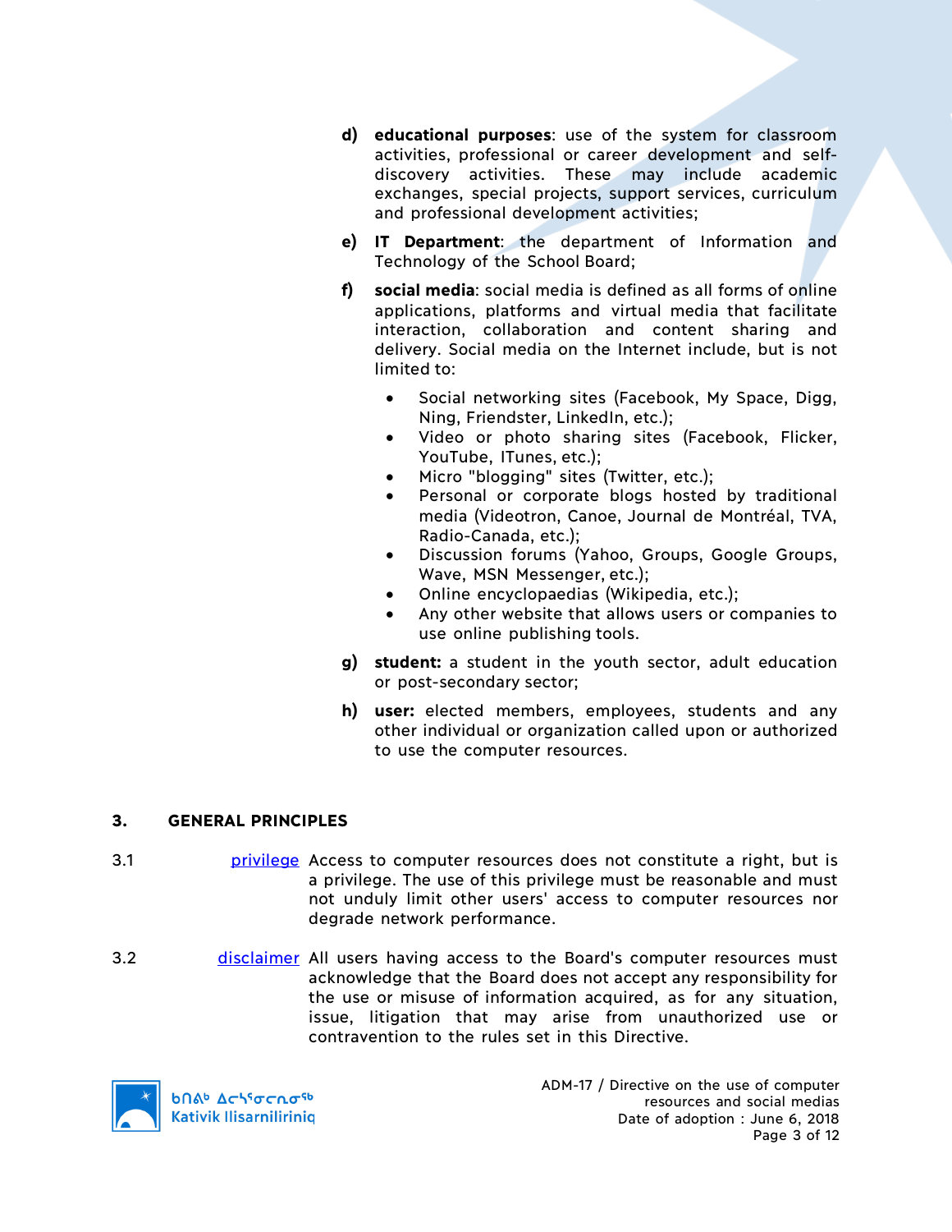d) **educational purposes**: use of the system for classroom activities, professional or career development and self-discovery activities. These may include academic exchanges, special projects, support services, curriculum and professional development activities;

e) **IT Department**: the department of Information and Technology of the School Board;

f) **social media**: social media is defined as all forms of online applications, platforms and virtual media that facilitate interaction, collaboration and content sharing and delivery. Social media on the Internet include, but is not limited to:

- Social networking sites (Facebook, My Space, Digg, Ning, Friendster, LinkedIn, etc.);
- Video or photo sharing sites (Facebook, Flicker, YouTube, ITunes, etc.);
- Micro "blogging" sites (Twitter, etc.);
- Personal or corporate blogs hosted by traditional media (Videotron, Canoe, Journal de Montréal, TVA, Radio-Canada, etc.);
- Discussion forums (Yahoo, Groups, Google Groups, Wave, MSN Messenger, etc.);
- Online encyclopaedias (Wikipedia, etc.);
- Any other website that allows users or companies to use online publishing tools.

g) **student:** a student in the youth sector, adult education or post-secondary sector;

h) **user:** elected members, employees, students and any other individual or organization called upon or authorized to use the computer resources.

## 3. GENERAL PRINCIPLES

3.1 privilege Access to computer resources does not constitute a right, but is a privilege. The use of this privilege must be reasonable and must not unduly limit other users' access to computer resources nor degrade network performance.

3.2 disclaimer All users having access to the Board's computer resources must acknowledge that the Board does not accept any responsibility for the use or misuse of information acquired, as for any situation, issue, litigation that may arise from unauthorized use or contravention to the rules set in this Directive.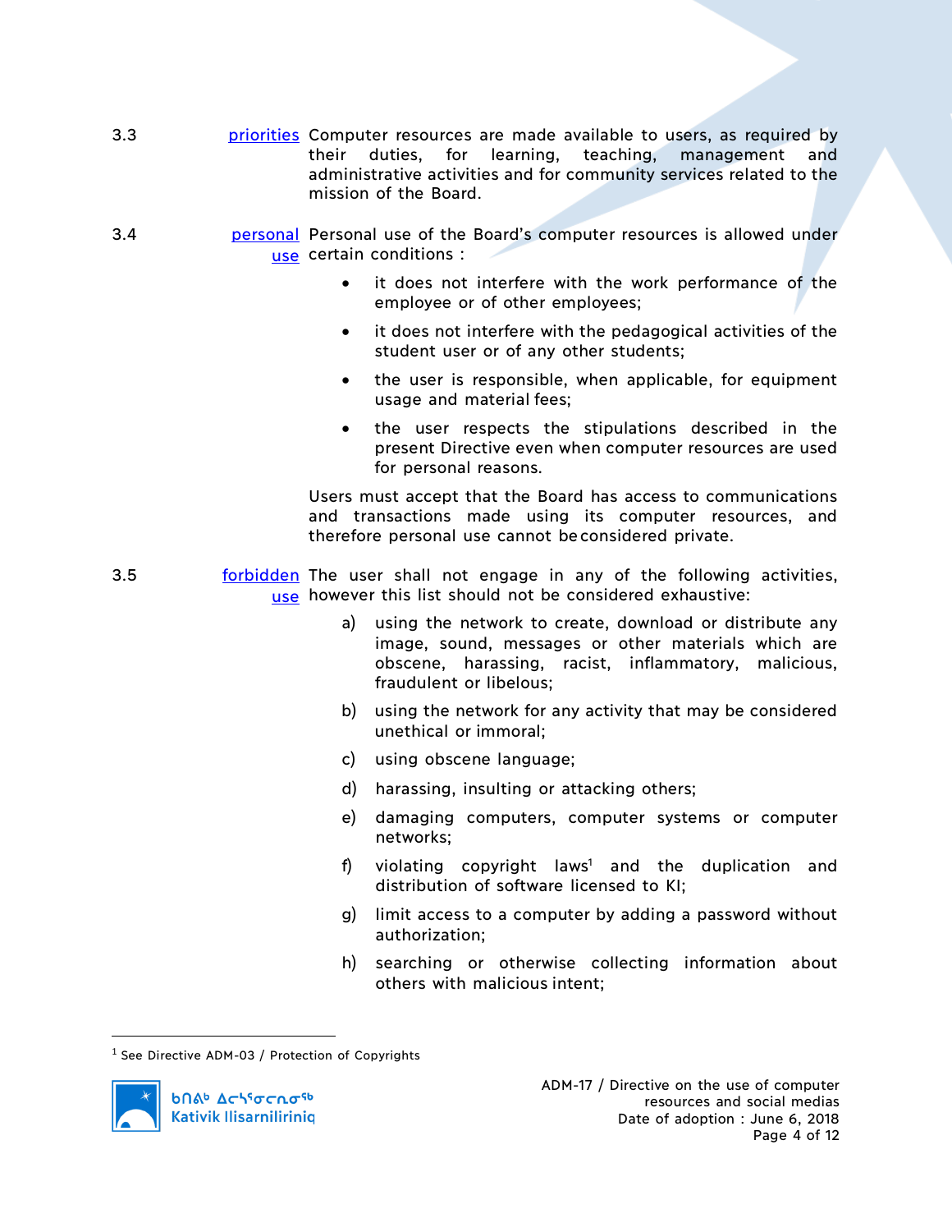**3.3 priorities** Computer resources are made available to users, as required by their duties, for learning, teaching, management and administrative activities and for community services related to the mission of the Board.

**3.4 personal use** Personal use of the Board's computer resources is allowed under certain conditions :

- it does not interfere with the work performance of the employee or of other employees;
- it does not interfere with the pedagogical activities of the student user or of any other students;
- the user is responsible, when applicable, for equipment usage and material fees;
- the user respects the stipulations described in the present Directive even when computer resources are used for personal reasons.

Users must accept that the Board has access to communications and transactions made using its computer resources, and therefore personal use cannot be considered private.

**3.5 forbidden use** The user shall not engage in any of the following activities, however this list should not be considered exhaustive:

a) using the network to create, download or distribute any image, sound, messages or other materials which are obscene, harassing, racist, inflammatory, malicious, fraudulent or libelous;

b) using the network for any activity that may be considered unethical or immoral;

c) using obscene language;

d) harassing, insulting or attacking others;

e) damaging computers, computer systems or computer networks;

f) violating copyright laws[1] and the duplication and distribution of software licensed to KI;

g) limit access to a computer by adding a password without authorization;

h) searching or otherwise collecting information about others with malicious intent;

[1] See Directive ADM-03 / Protection of Copyrights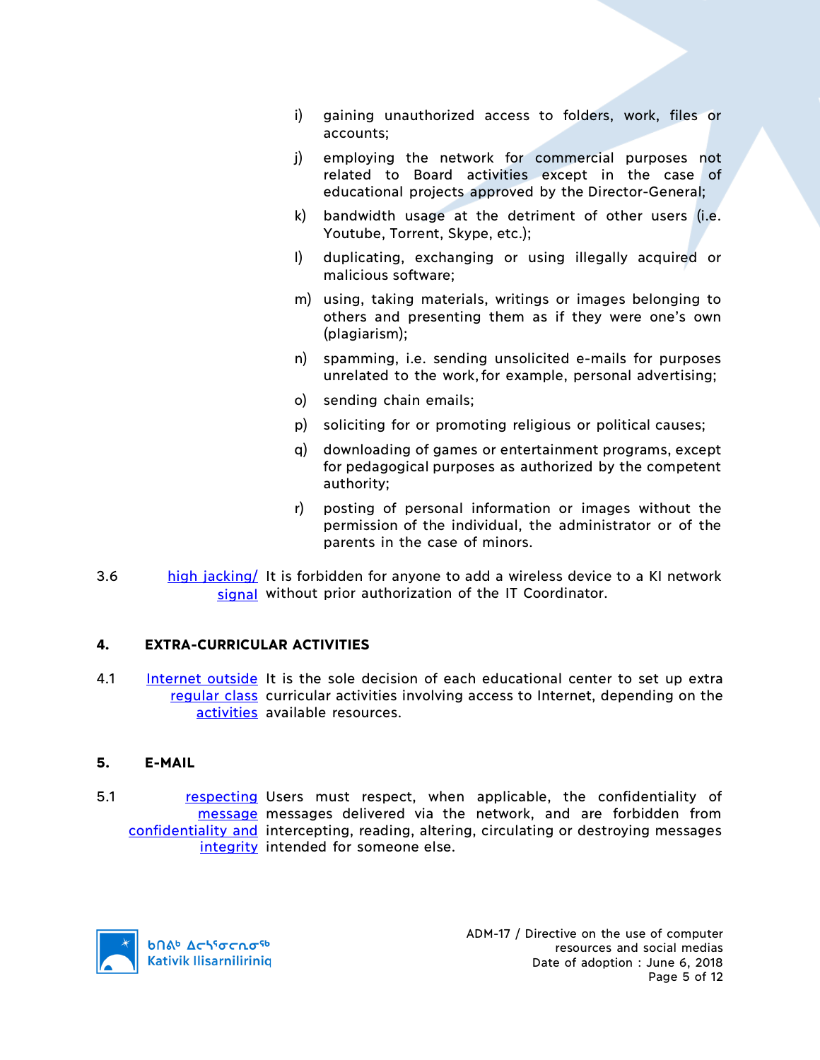i) gaining unauthorized access to folders, work, files or accounts;

j) employing the network for commercial purposes not related to Board activities except in the case of educational projects approved by the Director-General;

k) bandwidth usage at the detriment of other users (i.e. Youtube, Torrent, Skype, etc.);

l) duplicating, exchanging or using illegally acquired or malicious software;

m) using, taking materials, writings or images belonging to others and presenting them as if they were one's own (plagiarism);

n) spamming, i.e. sending unsolicited e-mails for purposes unrelated to the work, for example, personal advertising;

o) sending chain emails;

p) soliciting for or promoting religious or political causes;

q) downloading of games or entertainment programs, except for pedagogical purposes as authorized by the competent authority;

r) posting of personal information or images without the permission of the individual, the administrator or of the parents in the case of minors.

3.6 high jacking/ signal — It is forbidden for anyone to add a wireless device to a KI network without prior authorization of the IT Coordinator.

## 4. EXTRA-CURRICULAR ACTIVITIES

4.1 Internet outside regular class activities — It is the sole decision of each educational center to set up extra curricular activities involving access to Internet, depending on the available resources.

## 5. E-MAIL

5.1 respecting message confidentiality and integrity — Users must respect, when applicable, the confidentiality of messages delivered via the network, and are forbidden from intercepting, reading, altering, circulating or destroying messages intended for someone else.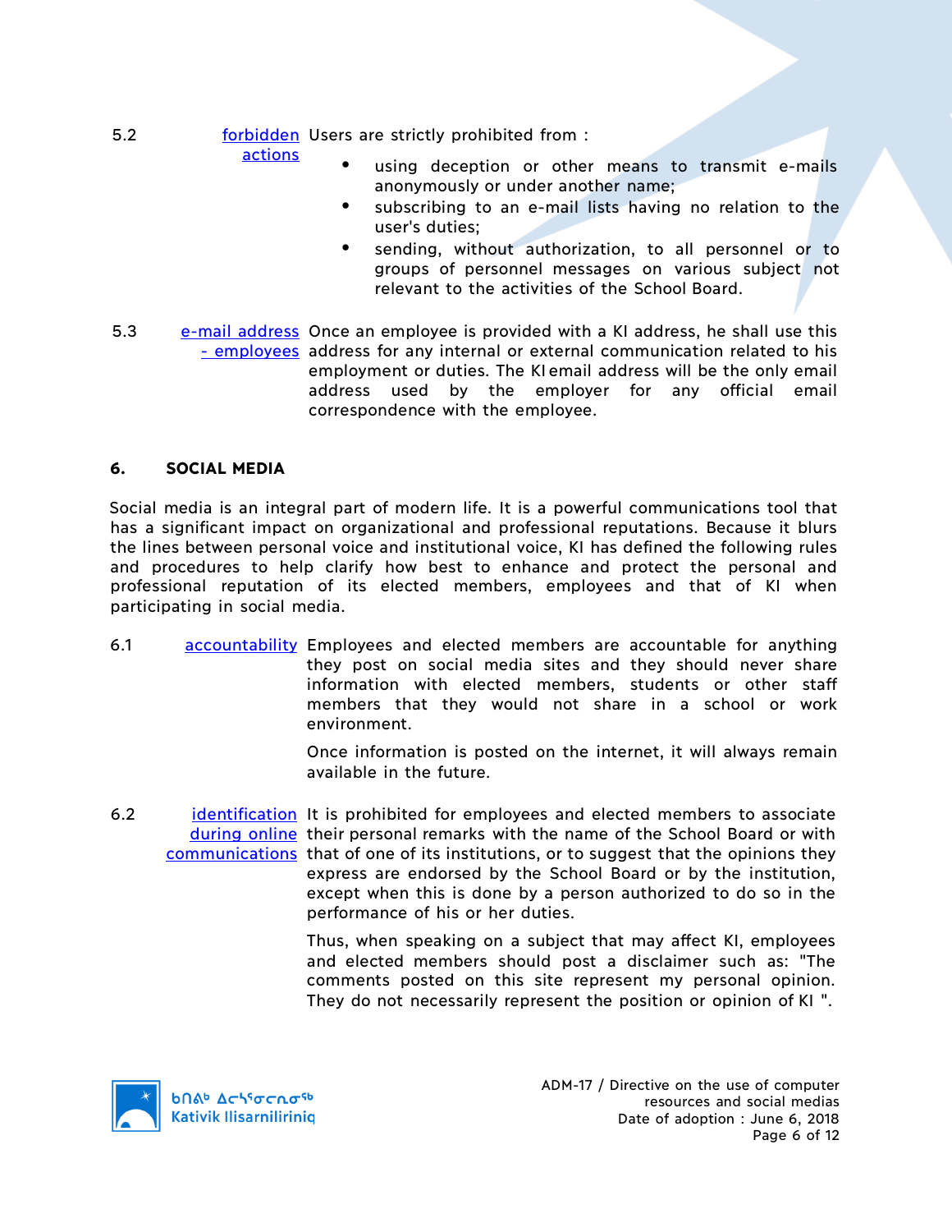5.2 **forbidden actions** Users are strictly prohibited from :

- using deception or other means to transmit e-mails anonymously or under another name;
- subscribing to an e-mail lists having no relation to the user's duties;
- sending, without authorization, to all personnel or to groups of personnel messages on various subject not relevant to the activities of the School Board.

5.3 **e-mail address - employees** Once an employee is provided with a KI address, he shall use this address for any internal or external communication related to his employment or duties. The KI email address will be the only email address used by the employer for any official email correspondence with the employee.

## 6. SOCIAL MEDIA

Social media is an integral part of modern life. It is a powerful communications tool that has a significant impact on organizational and professional reputations. Because it blurs the lines between personal voice and institutional voice, KI has defined the following rules and procedures to help clarify how best to enhance and protect the personal and professional reputation of its elected members, employees and that of KI when participating in social media.

6.1 **accountability** Employees and elected members are accountable for anything they post on social media sites and they should never share information with elected members, students or other staff members that they would not share in a school or work environment.

Once information is posted on the internet, it will always remain available in the future.

6.2 **identification during online communications** It is prohibited for employees and elected members to associate their personal remarks with the name of the School Board or with that of one of its institutions, or to suggest that the opinions they express are endorsed by the School Board or by the institution, except when this is done by a person authorized to do so in the performance of his or her duties.

Thus, when speaking on a subject that may affect KI, employees and elected members should post a disclaimer such as: "The comments posted on this site represent my personal opinion. They do not necessarily represent the position or opinion of KI ".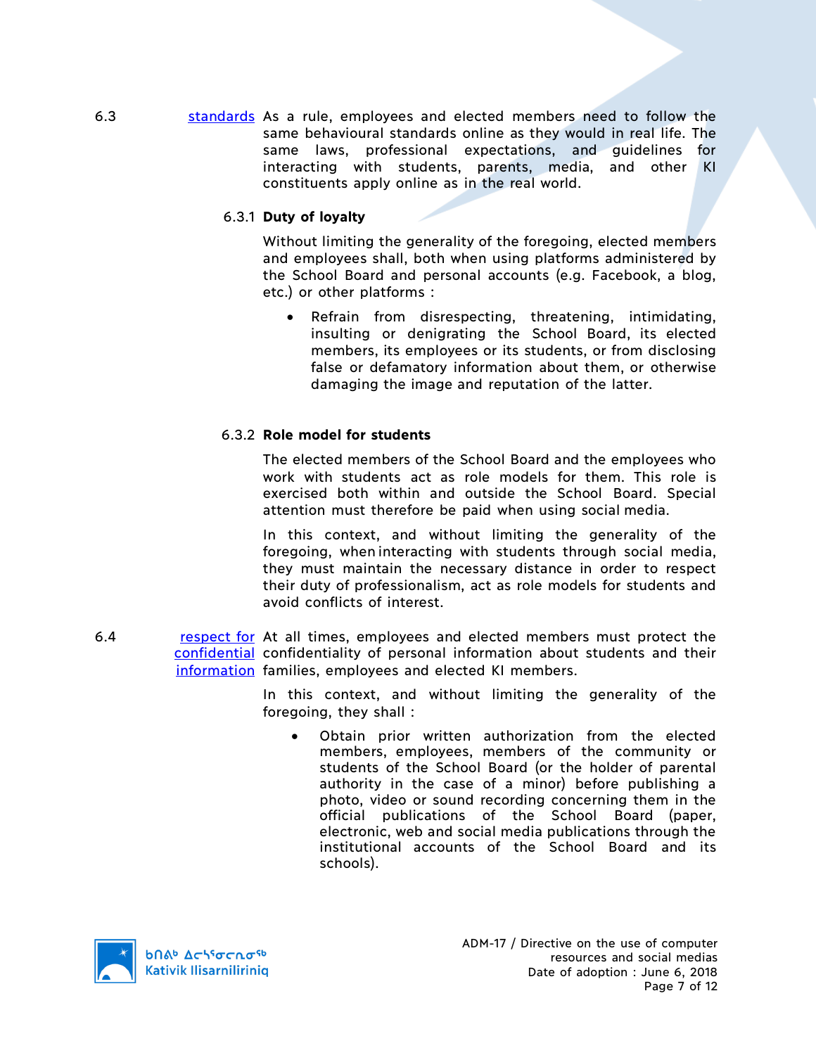6.3 [standards] As a rule, employees and elected members need to follow the same behavioural standards online as they would in real life. The same laws, professional expectations, and guidelines for interacting with students, parents, media, and other KI constituents apply online as in the real world.

### 6.3.1 Duty of loyalty

Without limiting the generality of the foregoing, elected members and employees shall, both when using platforms administered by the School Board and personal accounts (e.g. Facebook, a blog, etc.) or other platforms :

- Refrain from disrespecting, threatening, intimidating, insulting or denigrating the School Board, its elected members, its employees or its students, or from disclosing false or defamatory information about them, or otherwise damaging the image and reputation of the latter.

### 6.3.2 Role model for students

The elected members of the School Board and the employees who work with students act as role models for them. This role is exercised both within and outside the School Board. Special attention must therefore be paid when using social media.

In this context, and without limiting the generality of the foregoing, when interacting with students through social media, they must maintain the necessary distance in order to respect their duty of professionalism, act as role models for students and avoid conflicts of interest.

6.4 [respect for confidential information] At all times, employees and elected members must protect the confidentiality of personal information about students and their families, employees and elected KI members.

In this context, and without limiting the generality of the foregoing, they shall :

- Obtain prior written authorization from the elected members, employees, members of the community or students of the School Board (or the holder of parental authority in the case of a minor) before publishing a photo, video or sound recording concerning them in the official publications of the School Board (paper, electronic, web and social media publications through the institutional accounts of the School Board and its schools).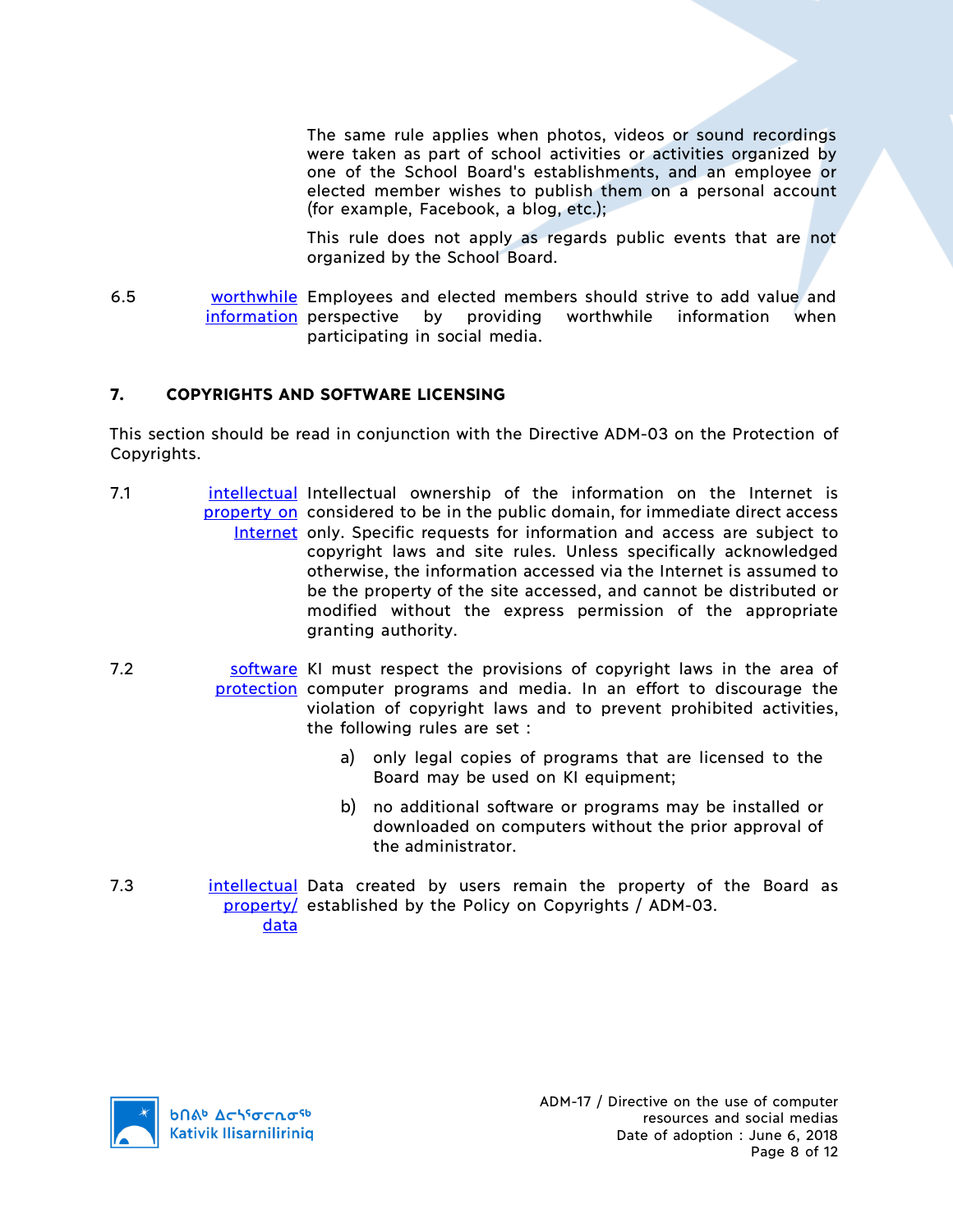The same rule applies when photos, videos or sound recordings were taken as part of school activities or activities organized by one of the School Board's establishments, and an employee or elected member wishes to publish them on a personal account (for example, Facebook, a blog, etc.);

This rule does not apply as regards public events that are not organized by the School Board.

6.5 worthwhile information — Employees and elected members should strive to add value and perspective by providing worthwhile information when participating in social media.

## 7. COPYRIGHTS AND SOFTWARE LICENSING

This section should be read in conjunction with the Directive ADM-03 on the Protection of Copyrights.

7.1 intellectual property on Internet — Intellectual ownership of the information on the Internet is considered to be in the public domain, for immediate direct access only. Specific requests for information and access are subject to copyright laws and site rules. Unless specifically acknowledged otherwise, the information accessed via the Internet is assumed to be the property of the site accessed, and cannot be distributed or modified without the express permission of the appropriate granting authority.

7.2 software protection — KI must respect the provisions of copyright laws in the area of computer programs and media. In an effort to discourage the violation of copyright laws and to prevent prohibited activities, the following rules are set :

a) only legal copies of programs that are licensed to the Board may be used on KI equipment;

b) no additional software or programs may be installed or downloaded on computers without the prior approval of the administrator.

7.3 intellectual property/ data — Data created by users remain the property of the Board as established by the Policy on Copyrights / ADM-03.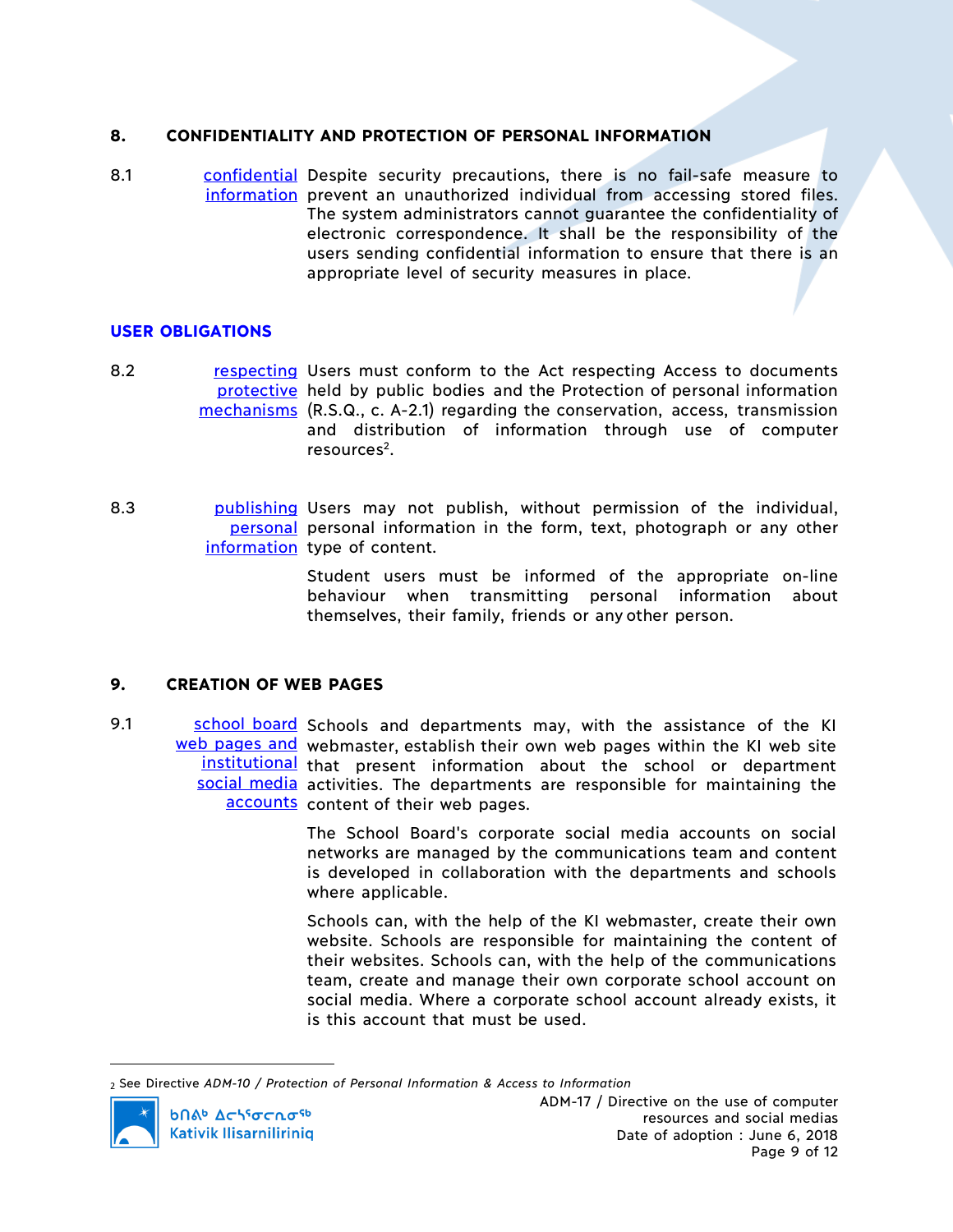## 8. CONFIDENTIALITY AND PROTECTION OF PERSONAL INFORMATION

8.1 confidential information — Despite security precautions, there is no fail-safe measure to prevent an unauthorized individual from accessing stored files. The system administrators cannot guarantee the confidentiality of electronic correspondence. It shall be the responsibility of the users sending confidential information to ensure that there is an appropriate level of security measures in place.

### USER OBLIGATIONS

8.2 respecting protective mechanisms — Users must conform to the Act respecting Access to documents held by public bodies and the Protection of personal information (R.S.Q., c. A-2.1) regarding the conservation, access, transmission and distribution of information through use of computer resources[2].

8.3 publishing personal information — Users may not publish, without permission of the individual, personal information in the form, text, photograph or any other type of content.

Student users must be informed of the appropriate on-line behaviour when transmitting personal information about themselves, their family, friends or any other person.

## 9. CREATION OF WEB PAGES

9.1 school board web pages and institutional social media accounts — Schools and departments may, with the assistance of the KI webmaster, establish their own web pages within the KI web site that present information about the school or department activities. The departments are responsible for maintaining the content of their web pages.

The School Board's corporate social media accounts on social networks are managed by the communications team and content is developed in collaboration with the departments and schools where applicable.

Schools can, with the help of the KI webmaster, create their own website. Schools are responsible for maintaining the content of their websites. Schools can, with the help of the communications team, create and manage their own corporate school account on social media. Where a corporate school account already exists, it is this account that must be used.

---

[2] See Directive *ADM-10 / Protection of Personal Information & Access to Information*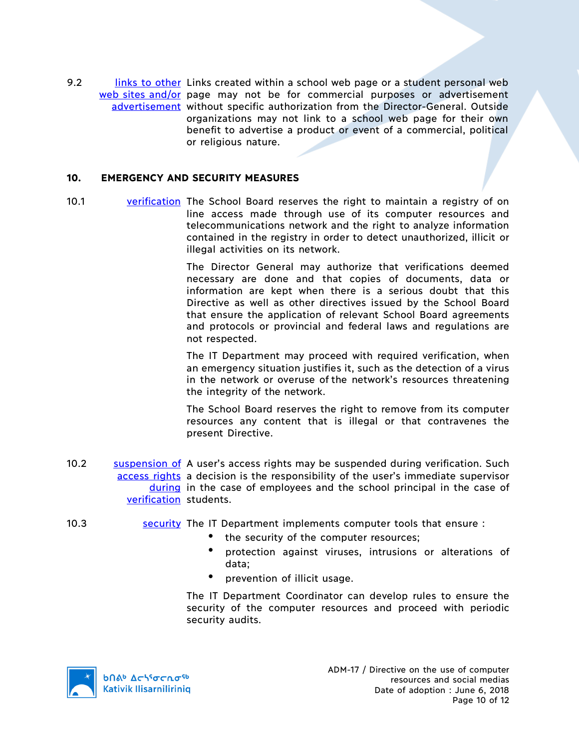9.2 links to other web sites and/or advertisement — Links created within a school web page or a student personal web page may not be for commercial purposes or advertisement without specific authorization from the Director-General. Outside organizations may not link to a school web page for their own benefit to advertise a product or event of a commercial, political or religious nature.

## 10. EMERGENCY AND SECURITY MEASURES

10.1 verification — The School Board reserves the right to maintain a registry of on line access made through use of its computer resources and telecommunications network and the right to analyze information contained in the registry in order to detect unauthorized, illicit or illegal activities on its network.

The Director General may authorize that verifications deemed necessary are done and that copies of documents, data or information are kept when there is a serious doubt that this Directive as well as other directives issued by the School Board that ensure the application of relevant School Board agreements and protocols or provincial and federal laws and regulations are not respected.

The IT Department may proceed with required verification, when an emergency situation justifies it, such as the detection of a virus in the network or overuse of the network's resources threatening the integrity of the network.

The School Board reserves the right to remove from its computer resources any content that is illegal or that contravenes the present Directive.

10.2 suspension of access rights during verification — A user's access rights may be suspended during verification. Such a decision is the responsibility of the user's immediate supervisor in the case of employees and the school principal in the case of students.

10.3 security — The IT Department implements computer tools that ensure :

- the security of the computer resources;
- protection against viruses, intrusions or alterations of data;
- prevention of illicit usage.

The IT Department Coordinator can develop rules to ensure the security of the computer resources and proceed with periodic security audits.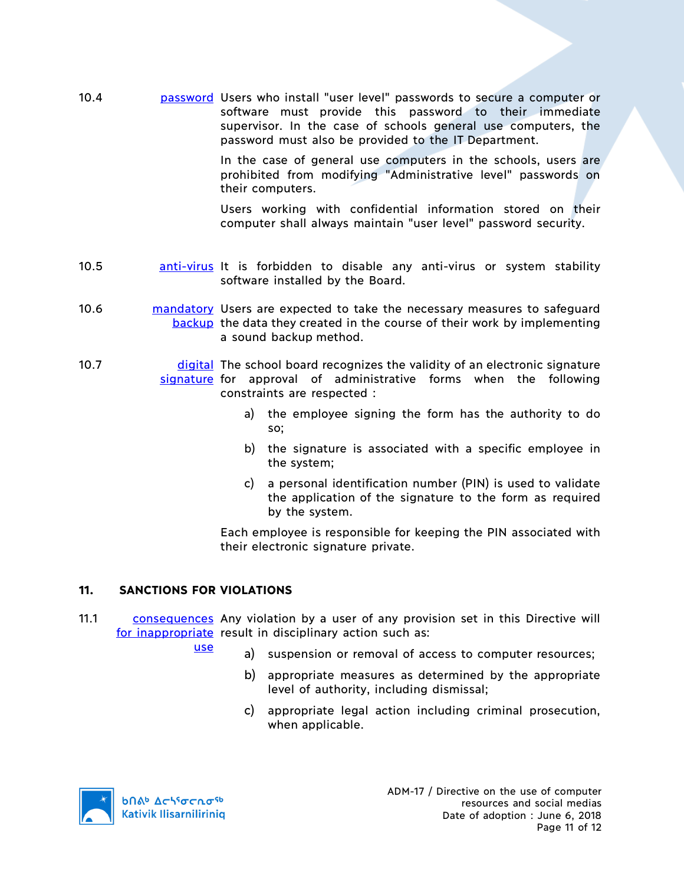**10.4** password

Users who install "user level" passwords to secure a computer or software must provide this password to their immediate supervisor. In the case of schools general use computers, the password must also be provided to the IT Department.

In the case of general use computers in the schools, users are prohibited from modifying "Administrative level" passwords on their computers.

Users working with confidential information stored on their computer shall always maintain "user level" password security.

**10.5** anti-virus

It is forbidden to disable any anti-virus or system stability software installed by the Board.

**10.6** mandatory backup

Users are expected to take the necessary measures to safeguard the data they created in the course of their work by implementing a sound backup method.

**10.7** digital signature

The school board recognizes the validity of an electronic signature for approval of administrative forms when the following constraints are respected :

a) the employee signing the form has the authority to do so;

b) the signature is associated with a specific employee in the system;

c) a personal identification number (PIN) is used to validate the application of the signature to the form as required by the system.

Each employee is responsible for keeping the PIN associated with their electronic signature private.

## 11. SANCTIONS FOR VIOLATIONS

**11.1** consequences for inappropriate use

Any violation by a user of any provision set in this Directive will result in disciplinary action such as:

a) suspension or removal of access to computer resources;

b) appropriate measures as determined by the appropriate level of authority, including dismissal;

c) appropriate legal action including criminal prosecution, when applicable.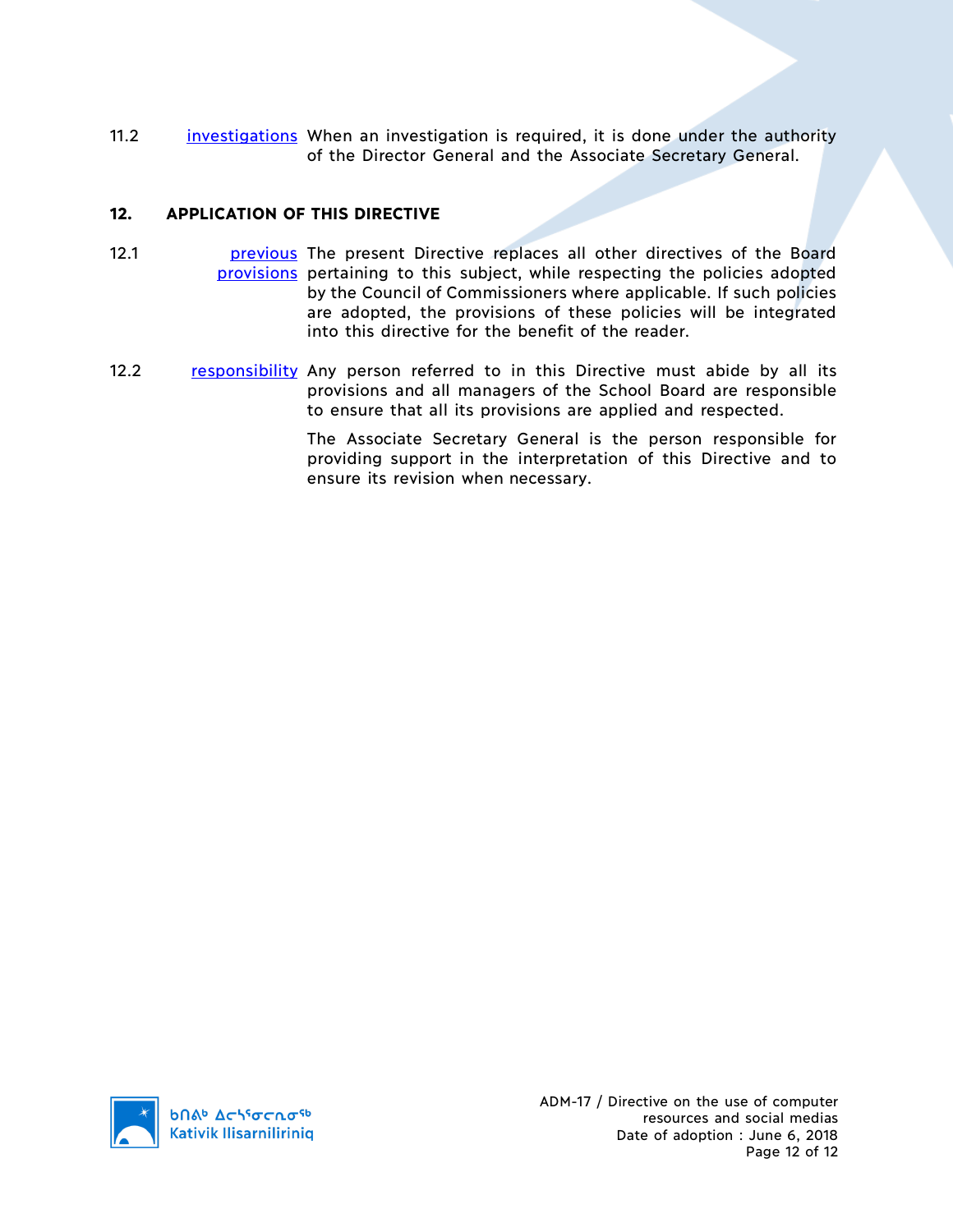11.2 investigations When an investigation is required, it is done under the authority of the Director General and the Associate Secretary General.

## 12. APPLICATION OF THIS DIRECTIVE

12.1 previous provisions The present Directive replaces all other directives of the Board pertaining to this subject, while respecting the policies adopted by the Council of Commissioners where applicable. If such policies are adopted, the provisions of these policies will be integrated into this directive for the benefit of the reader.

12.2 responsibility Any person referred to in this Directive must abide by all its provisions and all managers of the School Board are responsible to ensure that all its provisions are applied and respected.

The Associate Secretary General is the person responsible for providing support in the interpretation of this Directive and to ensure its revision when necessary.